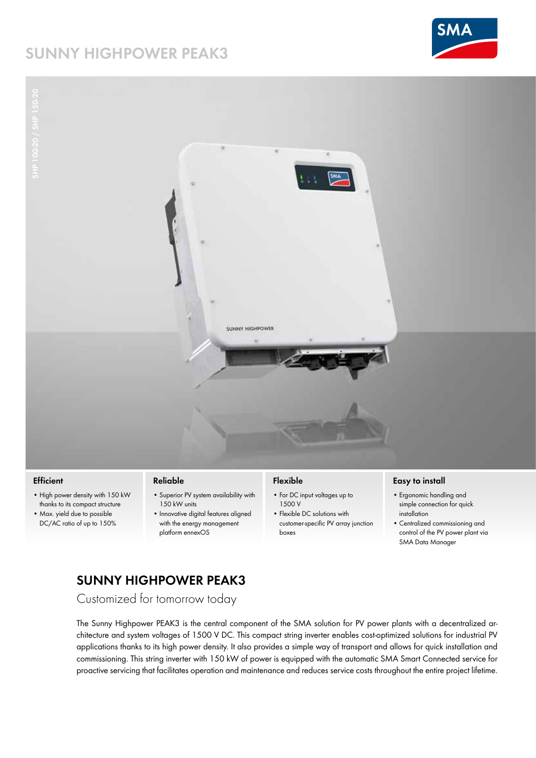# SUNNY HIGHPOWER PEAK3

SHP 100-20 / SHP 150-20

### Efficient

- High power density with 150 kW thanks to its compact structure
- Max. yield due to possible DC/AC ratio of up to 150%

### Reliable

- Superior PV system availability with 150 kW units
- Innovative digital features aligned with the energy management platform ennexOS

### Flexible

- For DC input voltages up to 1500 V
- Flexible DC solutions with customer-specific PV array junction boxes

### Easy to install

- Ergonomic handling and simple connection for quick installation
- Centralized commissioning and control of the PV power plant via SMA Data Manager

## SUNNY HIGHPOWER PEAK3

Customized for tomorrow today

The Sunny Highpower PEAK3 is the central component of the SMA solution for PV power plants with a decentralized architecture and system voltages of 1500 V DC. This compact string inverter enables cost-optimized solutions for industrial PV applications thanks to its high power density. It also provides a simple way of transport and allows for quick installation and commissioning. This string inverter with 150 kW of power is equipped with the automatic SMA Smart Connected service for proactive servicing that facilitates operation and maintenance and reduces service costs throughout the entire project lifetime.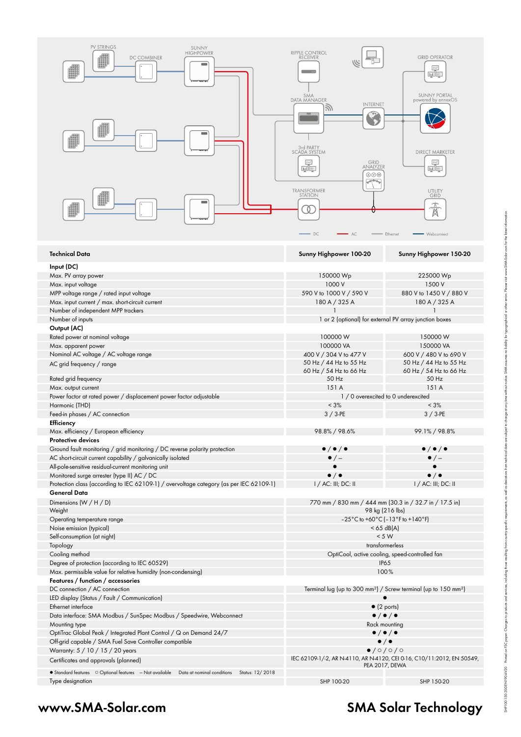PV STRINGS

DC COMBINER

SUNNY HIGHPOWER

RIPPLE CONTROL RECEIVER

SMA DATA MANAGER

INTERNET

GRID OPERATOR

SUNNY PORTAL powered by ennexOS

3rd PARTY SCADA SYSTEM

GRID ANALYZER

DIRECT MARKETER

TRANSFORMER STATION

UTILITY GRID

DC AC Ethernet Webconnect

| Technical Data | Sunny Highpower 100-20 | Sunny Highpower 150-20 |
|---|---|---|
| **Input (DC)** | | |
| Max. PV array power | 150000 Wp | 225000 Wp |
| Max. input voltage | 1000 V | 1500 V |
| MPP voltage range / rated input voltage | 590 V to 1000 V / 590 V | 880 V to 1450 V / 880 V |
| Max. input current / max. short-circuit current | 180 A / 325 A | 180 A / 325 A |
| Number of independent MPP trackers | 1 | 1 |
| Number of inputs | 1 or 2 (optional) for external PV array junction boxes | |
| **Output (AC)** | | |
| Rated power at nominal voltage | 100000 W | 150000 W |
| Max. apparent power | 100000 VA | 150000 VA |
| Nominal AC voltage / AC voltage range | 400 V / 304 V to 477 V | 600 V / 480 V to 690 V |
| AC grid frequency / range | 50 Hz / 44 Hz to 55 Hz<br>60 Hz / 54 Hz to 66 Hz | 50 Hz / 44 Hz to 55 Hz<br>60 Hz / 54 Hz to 66 Hz |
| Rated grid frequency | 50 Hz | 50 Hz |
| Max. output current | 151 A | 151 A |
| Power factor at rated power / displacement power factor adjustable | 1 / 0 overexcited to 0 underexcited | |
| Harmonic (THD) | < 3% | < 3% |
| Feed-in phases / AC connection | 3 / 3-PE | 3 / 3-PE |
| **Efficiency** | | |
| Max. efficiency / European efficiency | 98.8% / 98.6% | 99.1% / 98.8% |
| **Protective devices** | | |
| Ground fault monitoring / grid monitoring / DC reverse polarity protection | ● / ● / ● | ● / ● / ● |
| AC short-circuit current capability / galvanically isolated | ● / – | ● / – |
| All-pole-sensitive residual-current monitoring unit | ● | ● |
| Monitored surge arrester (type II) AC / DC | ● / ● | ● / ● |
| Protection class (according to IEC 62109-1) / overvoltage category (as per IEC 62109-1) | I / AC: III; DC: II | I / AC: III; DC: II |
| **General Data** | | |
| Dimensions (W / H / D) | 770 mm / 830 mm / 444 mm (30.3 in / 32.7 in / 17.5 in) | |
| Weight | 98 kg (216 lbs) | |
| Operating temperature range | −25 °C to +60 °C (−13 °F to +140 °F) | |
| Noise emission (typical) | < 65 dB(A) | |
| Self-consumption (at night) | < 5 W | |
| Topology | transformerless | |
| Cooling method | OptiCool, active cooling, speed-controlled fan | |
| Degree of protection (according to IEC 60529) | IP65 | |
| Max. permissible value for relative humidity (non-condensing) | 100 % | |
| **Features / function / accessories** | | |
| DC connection / AC connection | Terminal lug (up to 300 mm²) / Screw terminal (up to 150 mm²) | |
| LED display (Status / Fault / Communication) | ● | |
| Ethernet interface | ● (2 ports) | |
| Data interface: SMA Modbus / SunSpec Modbus / Speedwire, Webconnect | ● / ● / ● | |
| Mounting type | Rack mounting | |
| OptiTrac Global Peak / Integrated Plant Control / Q on Demand 24/7 | ● / ● / ● | |
| Off-grid capable / SMA Fuel Save Controller compatible | ● / ● | |
| Warranty: 5 / 10 / 15 / 20 years | ● / ○ / ○ / ○ | |
| Certificates and approvals (planned) | IEC 62109-1/-2, AR N-4110, AR N-4120, CEI 0-16, C10/11:2012, EN 50549, PEA 2017, DEWA | |
| ● Standard features ○ Optional features – Not available Data at nominal conditions Status: 12/ 2018 | | |
| Type designation | SHP 100-20 | SHP 150-20 |

**www.SMA-Solar.com** **SMA Solar Technology**

SHP100-150-20-DEN190-4V20 Printed on FSC paper. Changes to products and services, including those resulting from country-specific requirements, as well as deviations from technical data are subject to change at any time without notice. SMA assumes no liability for typographical or other errors. Please visit www.SMA-Solar.com for the latest information.